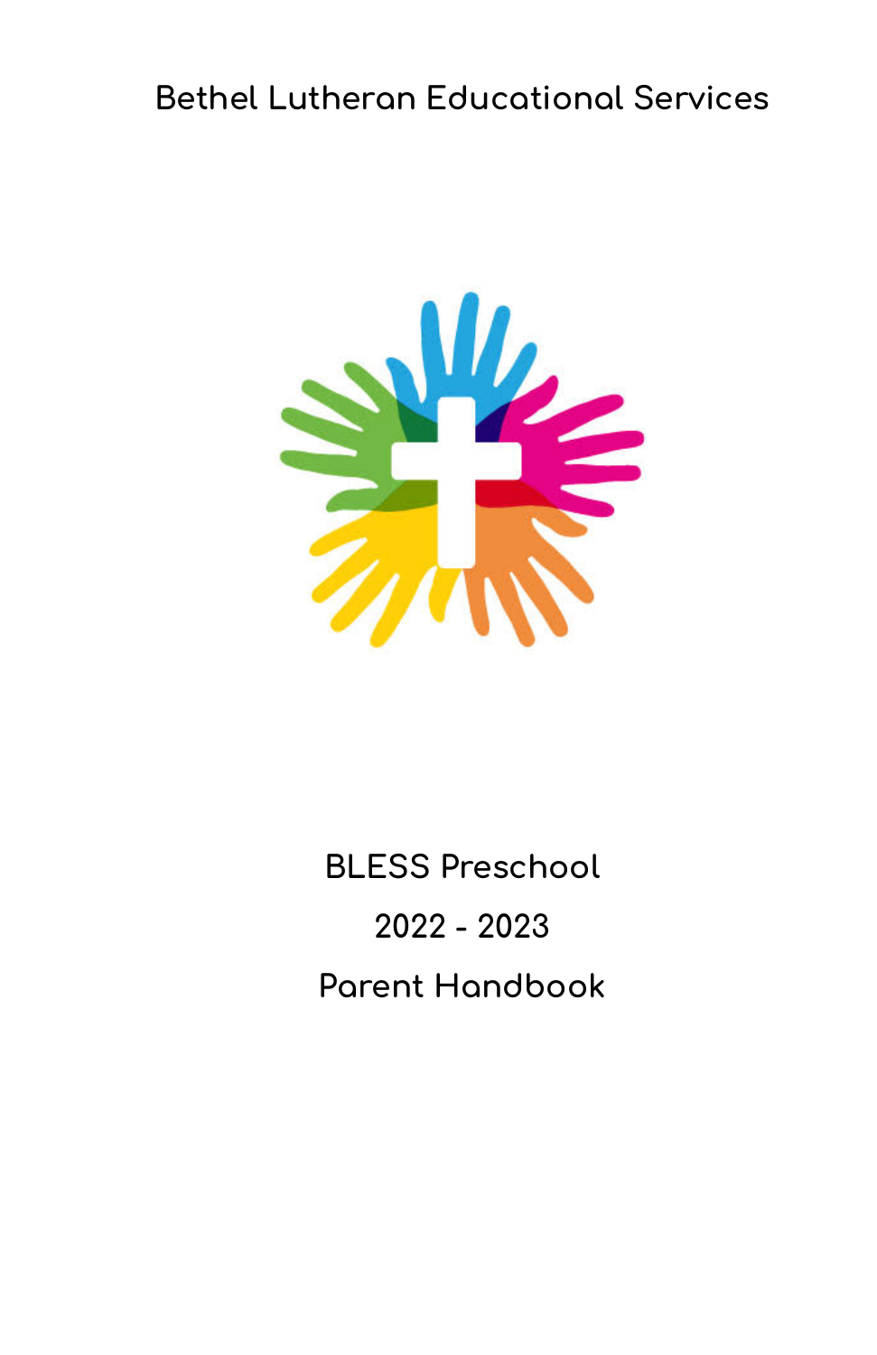Bethel Lutheran Educational Services

# BLESS Preschool

# 2022 - 2023

# Parent Handbook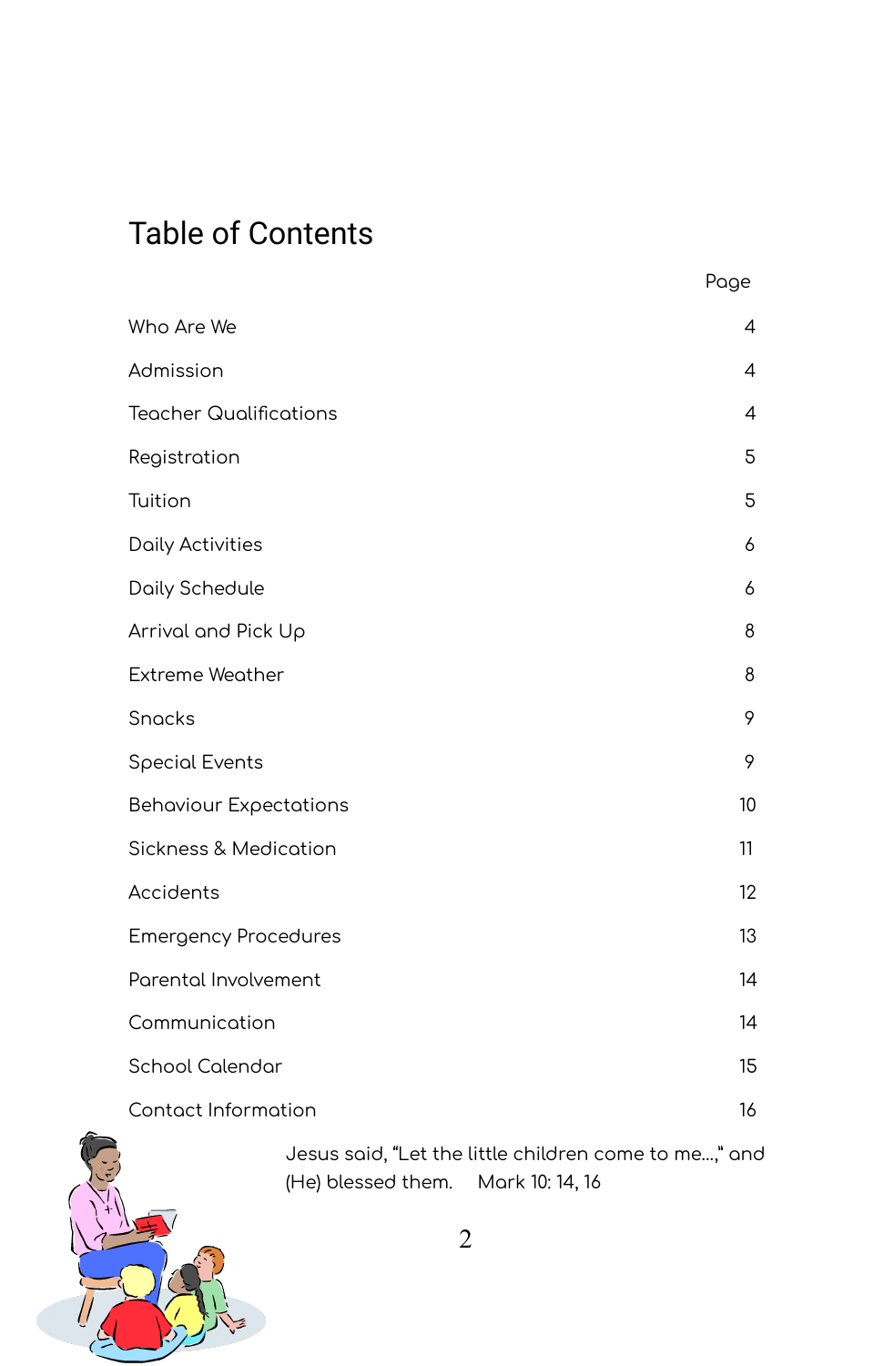# Table of Contents

| | Page |
|---|---|
| Who Are We | 4 |
| Admission | 4 |
| Teacher Qualifications | 4 |
| Registration | 5 |
| Tuition | 5 |
| Daily Activities | 6 |
| Daily Schedule | 6 |
| Arrival and Pick Up | 8 |
| Extreme Weather | 8 |
| Snacks | 9 |
| Special Events | 9 |
| Behaviour Expectations | 10 |
| Sickness & Medication | 11 |
| Accidents | 12 |
| Emergency Procedures | 13 |
| Parental Involvement | 14 |
| Communication | 14 |
| School Calendar | 15 |
| Contact Information | 16 |

Jesus said, "Let the little children come to me...," and (He) blessed them. Mark 10: 14, 16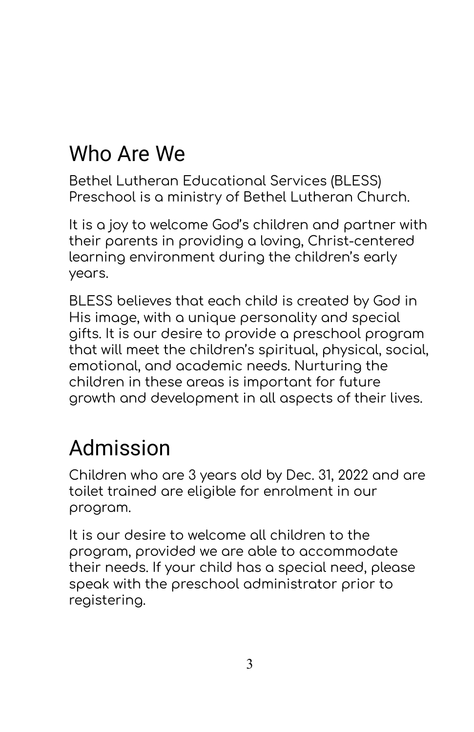## Who Are We

Bethel Lutheran Educational Services (BLESS) Preschool is a ministry of Bethel Lutheran Church.

It is a joy to welcome God's children and partner with their parents in providing a loving, Christ-centered learning environment during the children's early years.

BLESS believes that each child is created by God in His image, with a unique personality and special gifts. It is our desire to provide a preschool program that will meet the children's spiritual, physical, social, emotional, and academic needs. Nurturing the children in these areas is important for future growth and development in all aspects of their lives.

## Admission

Children who are 3 years old by Dec. 31, 2022 and are toilet trained are eligible for enrolment in our program.

It is our desire to welcome all children to the program, provided we are able to accommodate their needs. If your child has a special need, please speak with the preschool administrator prior to registering.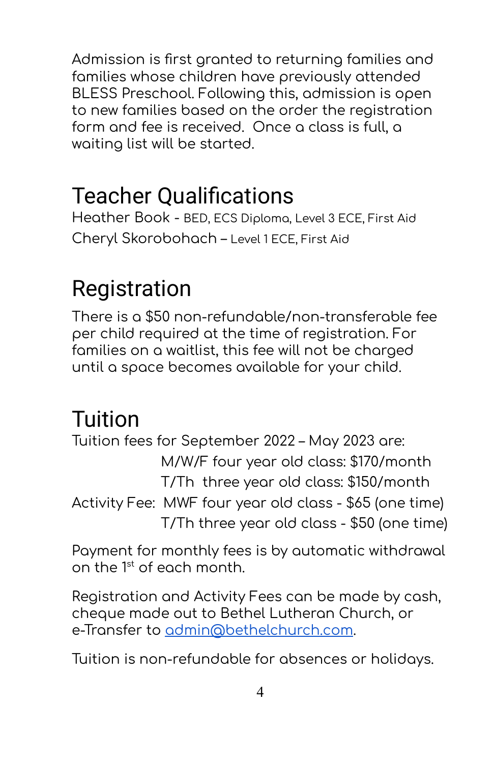Admission is first granted to returning families and families whose children have previously attended BLESS Preschool. Following this, admission is open to new families based on the order the registration form and fee is received. Once a class is full, a waiting list will be started.

## Teacher Qualifications

Heather Book - BED, ECS Diploma, Level 3 ECE, First Aid

Cheryl Skorobohach – Level 1 ECE, First Aid

## Registration

There is a $50 non-refundable/non-transferable fee per child required at the time of registration. For families on a waitlist, this fee will not be charged until a space becomes available for your child.

## Tuition

Tuition fees for September 2022 – May 2023 are:

M/W/F four year old class: $170/month

T/Th three year old class: $150/month

Activity Fee: MWF four year old class - $65 (one time)

T/Th three year old class - $50 (one time)

Payment for monthly fees is by automatic withdrawal on the 1st of each month.

Registration and Activity Fees can be made by cash, cheque made out to Bethel Lutheran Church, or e-Transfer to admin@bethelchurch.com.

Tuition is non-refundable for absences or holidays.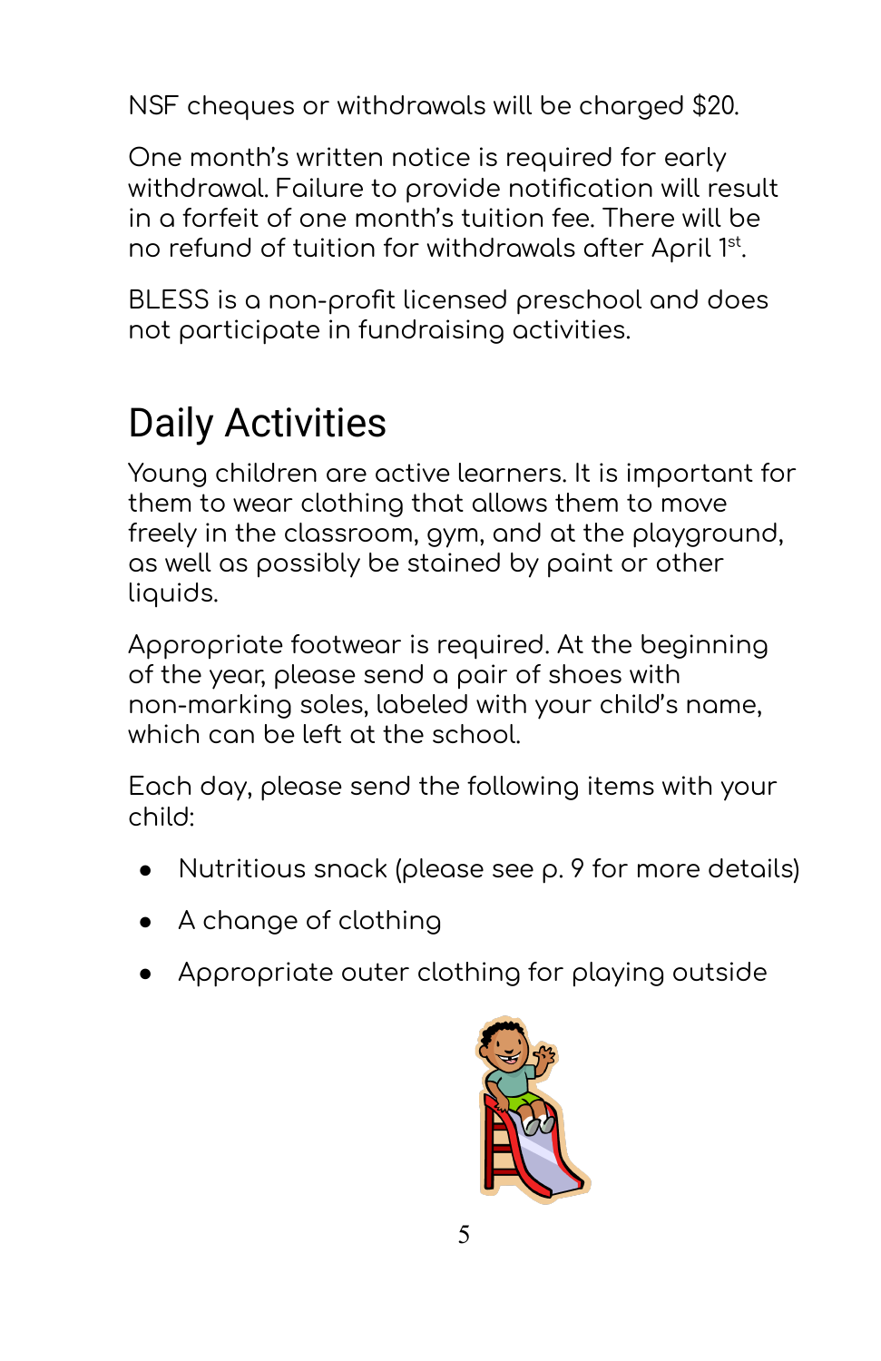NSF cheques or withdrawals will be charged $20.

One month's written notice is required for early withdrawal. Failure to provide notification will result in a forfeit of one month's tuition fee. There will be no refund of tuition for withdrawals after April 1st.

BLESS is a non-profit licensed preschool and does not participate in fundraising activities.

# Daily Activities

Young children are active learners. It is important for them to wear clothing that allows them to move freely in the classroom, gym, and at the playground, as well as possibly be stained by paint or other liquids.

Appropriate footwear is required. At the beginning of the year, please send a pair of shoes with non-marking soles, labeled with your child's name, which can be left at the school.

Each day, please send the following items with your child:

- Nutritious snack (please see p. 9 for more details)
- A change of clothing
- Appropriate outer clothing for playing outside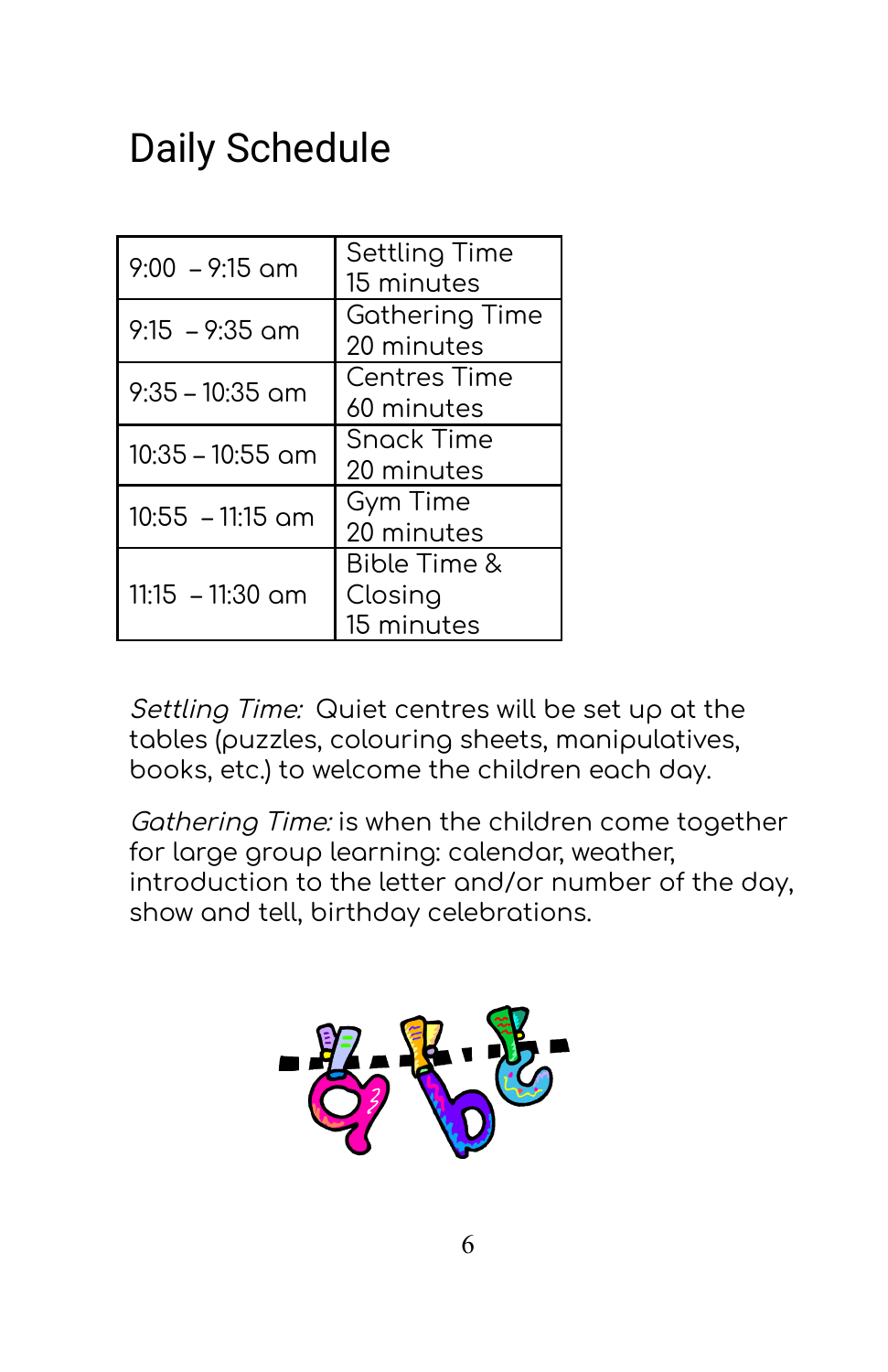# Daily Schedule

| | |
|---|---|
| 9:00 – 9:15 am | Settling Time<br>15 minutes |
| 9:15 – 9:35 am | Gathering Time<br>20 minutes |
| 9:35 – 10:35 am | Centres Time<br>60 minutes |
| 10:35 – 10:55 am | Snack Time<br>20 minutes |
| 10:55 – 11:15 am | Gym Time<br>20 minutes |
| 11:15 – 11:30 am | Bible Time & Closing<br>15 minutes |

*Settling Time:* Quiet centres will be set up at the tables (puzzles, colouring sheets, manipulatives, books, etc.) to welcome the children each day.

*Gathering Time:* is when the children come together for large group learning: calendar, weather, introduction to the letter and/or number of the day, show and tell, birthday celebrations.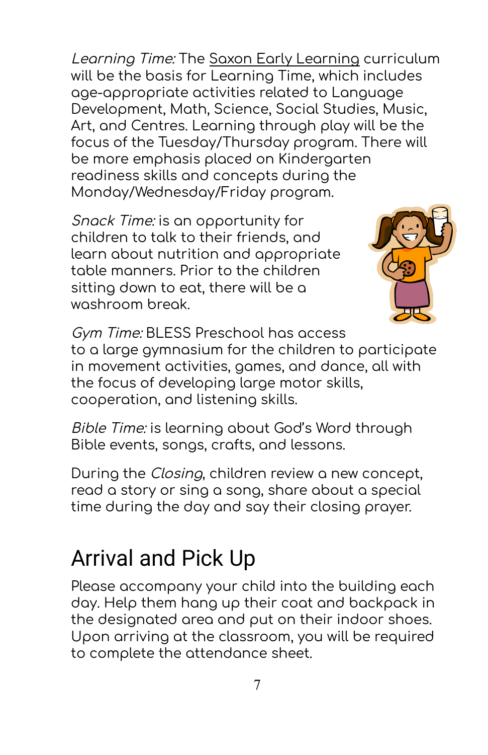*Learning Time:* The Saxon Early Learning curriculum will be the basis for Learning Time, which includes age-appropriate activities related to Language Development, Math, Science, Social Studies, Music, Art, and Centres. Learning through play will be the focus of the Tuesday/Thursday program. There will be more emphasis placed on Kindergarten readiness skills and concepts during the Monday/Wednesday/Friday program.

*Snack Time:* is an opportunity for children to talk to their friends, and learn about nutrition and appropriate table manners. Prior to the children sitting down to eat, there will be a washroom break.

*Gym Time:* BLESS Preschool has access to a large gymnasium for the children to participate in movement activities, games, and dance, all with the focus of developing large motor skills, cooperation, and listening skills.

*Bible Time:* is learning about God's Word through Bible events, songs, crafts, and lessons.

During the *Closing*, children review a new concept, read a story or sing a song, share about a special time during the day and say their closing prayer.

## Arrival and Pick Up

Please accompany your child into the building each day. Help them hang up their coat and backpack in the designated area and put on their indoor shoes. Upon arriving at the classroom, you will be required to complete the attendance sheet.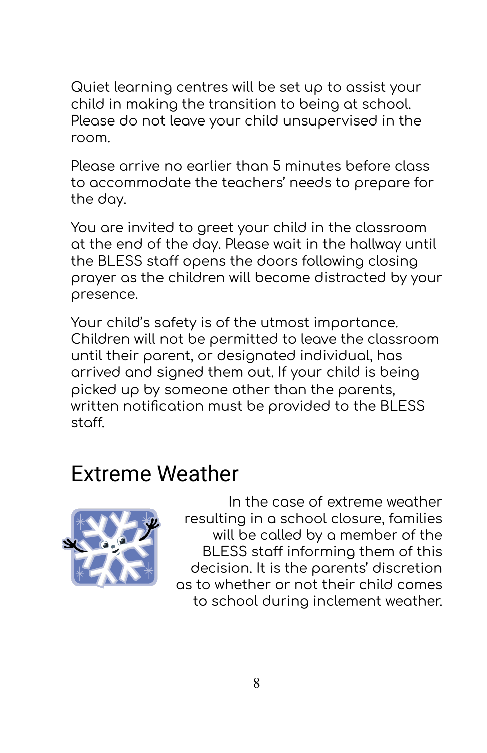Quiet learning centres will be set up to assist your child in making the transition to being at school. Please do not leave your child unsupervised in the room.

Please arrive no earlier than 5 minutes before class to accommodate the teachers' needs to prepare for the day.

You are invited to greet your child in the classroom at the end of the day. Please wait in the hallway until the BLESS staff opens the doors following closing prayer as the children will become distracted by your presence.

Your child's safety is of the utmost importance. Children will not be permitted to leave the classroom until their parent, or designated individual, has arrived and signed them out. If your child is being picked up by someone other than the parents, written notification must be provided to the BLESS staff.

## Extreme Weather

In the case of extreme weather resulting in a school closure, families will be called by a member of the BLESS staff informing them of this decision. It is the parents' discretion as to whether or not their child comes to school during inclement weather.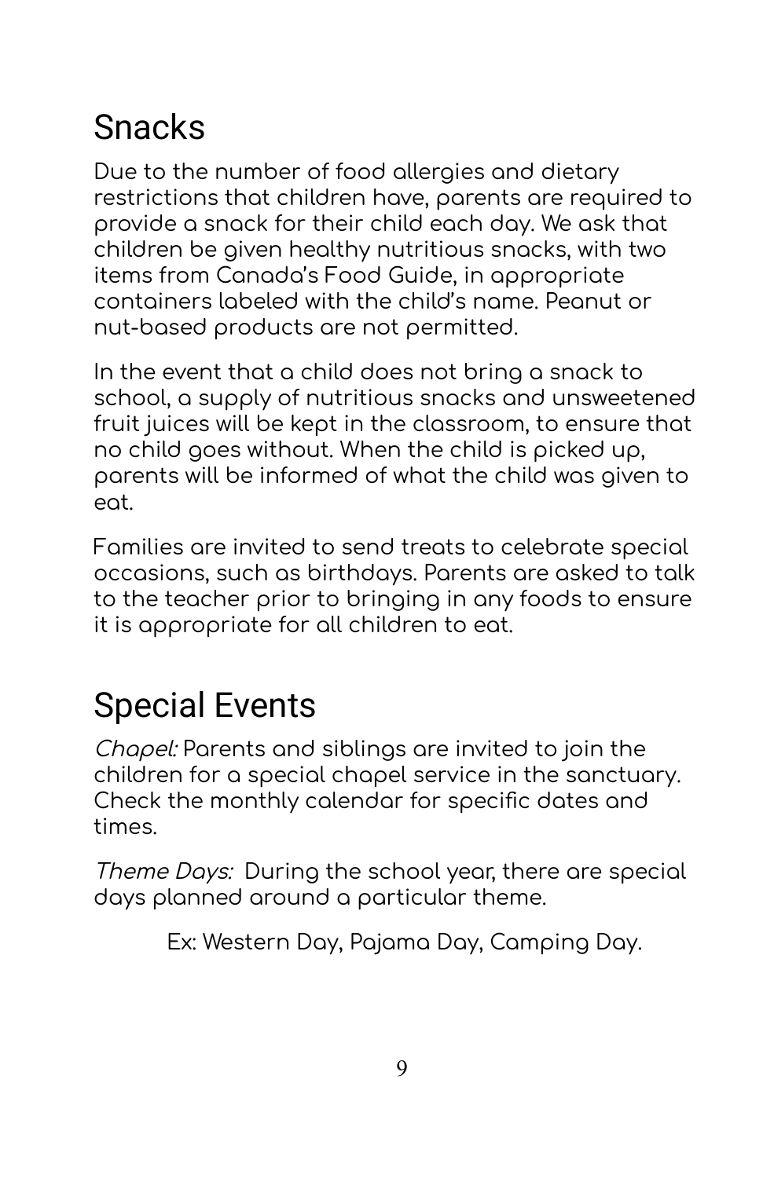## Snacks

Due to the number of food allergies and dietary restrictions that children have, parents are required to provide a snack for their child each day. We ask that children be given healthy nutritious snacks, with two items from Canada's Food Guide, in appropriate containers labeled with the child's name. Peanut or nut-based products are not permitted.

In the event that a child does not bring a snack to school, a supply of nutritious snacks and unsweetened fruit juices will be kept in the classroom, to ensure that no child goes without. When the child is picked up, parents will be informed of what the child was given to eat.

Families are invited to send treats to celebrate special occasions, such as birthdays. Parents are asked to talk to the teacher prior to bringing in any foods to ensure it is appropriate for all children to eat.

## Special Events

*Chapel:* Parents and siblings are invited to join the children for a special chapel service in the sanctuary. Check the monthly calendar for specific dates and times.

*Theme Days:* During the school year, there are special days planned around a particular theme.

Ex: Western Day, Pajama Day, Camping Day.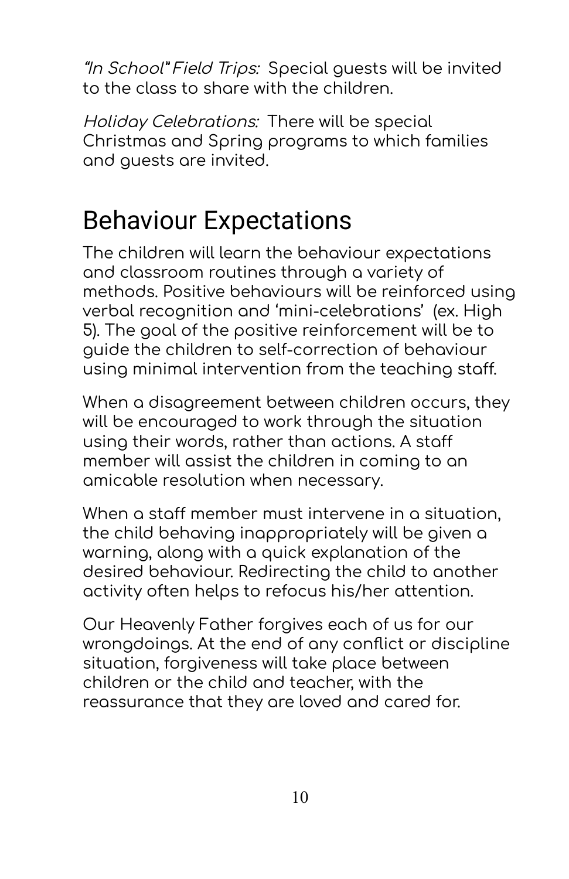*"In School" Field Trips:* Special guests will be invited to the class to share with the children.

*Holiday Celebrations:* There will be special Christmas and Spring programs to which families and guests are invited.

## Behaviour Expectations

The children will learn the behaviour expectations and classroom routines through a variety of methods. Positive behaviours will be reinforced using verbal recognition and 'mini-celebrations' (ex. High 5). The goal of the positive reinforcement will be to guide the children to self-correction of behaviour using minimal intervention from the teaching staff.

When a disagreement between children occurs, they will be encouraged to work through the situation using their words, rather than actions. A staff member will assist the children in coming to an amicable resolution when necessary.

When a staff member must intervene in a situation, the child behaving inappropriately will be given a warning, along with a quick explanation of the desired behaviour. Redirecting the child to another activity often helps to refocus his/her attention.

Our Heavenly Father forgives each of us for our wrongdoings. At the end of any conflict or discipline situation, forgiveness will take place between children or the child and teacher, with the reassurance that they are loved and cared for.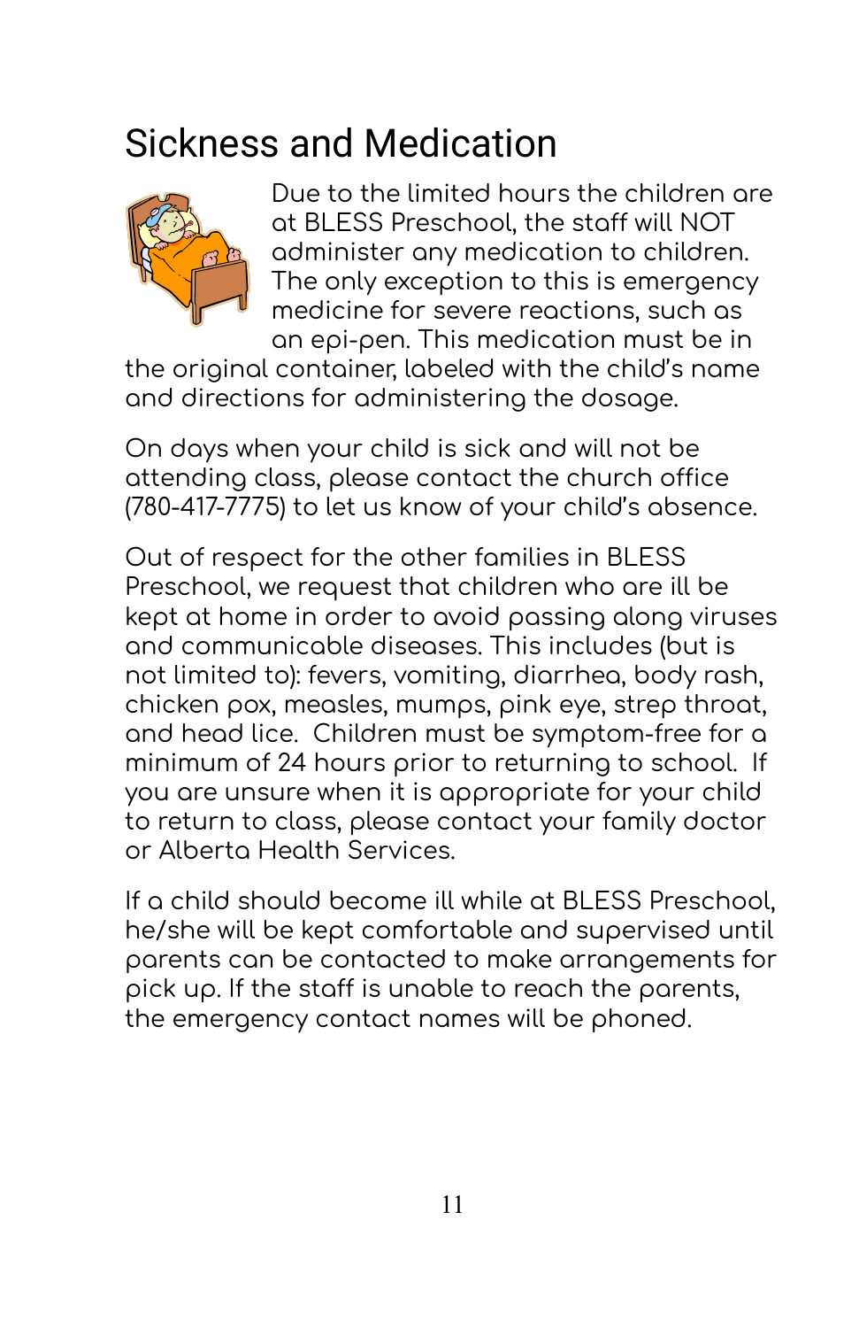# Sickness and Medication

Due to the limited hours the children are at BLESS Preschool, the staff will NOT administer any medication to children. The only exception to this is emergency medicine for severe reactions, such as an epi-pen. This medication must be in the original container, labeled with the child's name and directions for administering the dosage.

On days when your child is sick and will not be attending class, please contact the church office (780-417-7775) to let us know of your child's absence.

Out of respect for the other families in BLESS Preschool, we request that children who are ill be kept at home in order to avoid passing along viruses and communicable diseases. This includes (but is not limited to): fevers, vomiting, diarrhea, body rash, chicken pox, measles, mumps, pink eye, strep throat, and head lice. Children must be symptom-free for a minimum of 24 hours prior to returning to school. If you are unsure when it is appropriate for your child to return to class, please contact your family doctor or Alberta Health Services.

If a child should become ill while at BLESS Preschool, he/she will be kept comfortable and supervised until parents can be contacted to make arrangements for pick up. If the staff is unable to reach the parents, the emergency contact names will be phoned.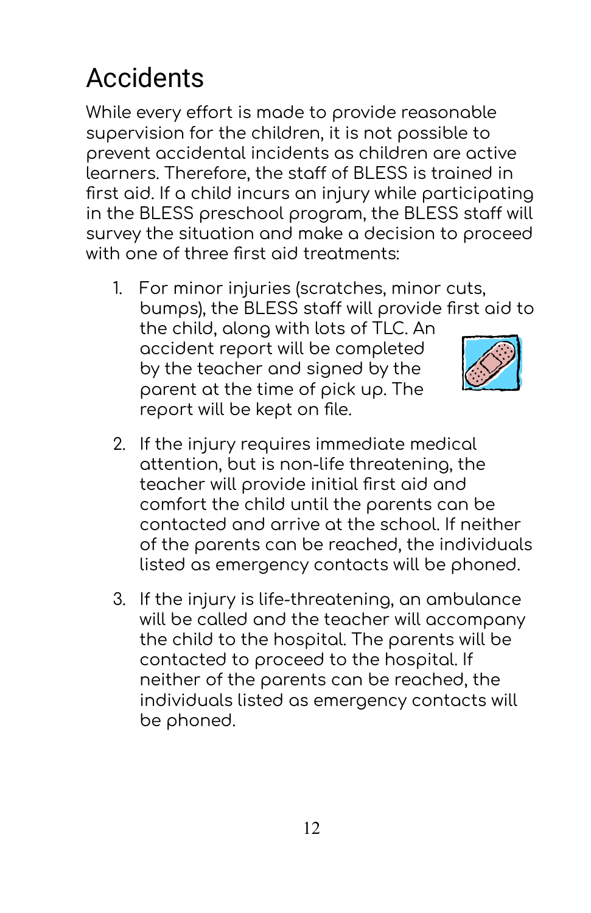# Accidents

While every effort is made to provide reasonable supervision for the children, it is not possible to prevent accidental incidents as children are active learners. Therefore, the staff of BLESS is trained in first aid. If a child incurs an injury while participating in the BLESS preschool program, the BLESS staff will survey the situation and make a decision to proceed with one of three first aid treatments:

1. For minor injuries (scratches, minor cuts, bumps), the BLESS staff will provide first aid to the child, along with lots of TLC. An accident report will be completed by the teacher and signed by the parent at the time of pick up. The report will be kept on file.

2. If the injury requires immediate medical attention, but is non-life threatening, the teacher will provide initial first aid and comfort the child until the parents can be contacted and arrive at the school. If neither of the parents can be reached, the individuals listed as emergency contacts will be phoned.

3. If the injury is life-threatening, an ambulance will be called and the teacher will accompany the child to the hospital. The parents will be contacted to proceed to the hospital. If neither of the parents can be reached, the individuals listed as emergency contacts will be phoned.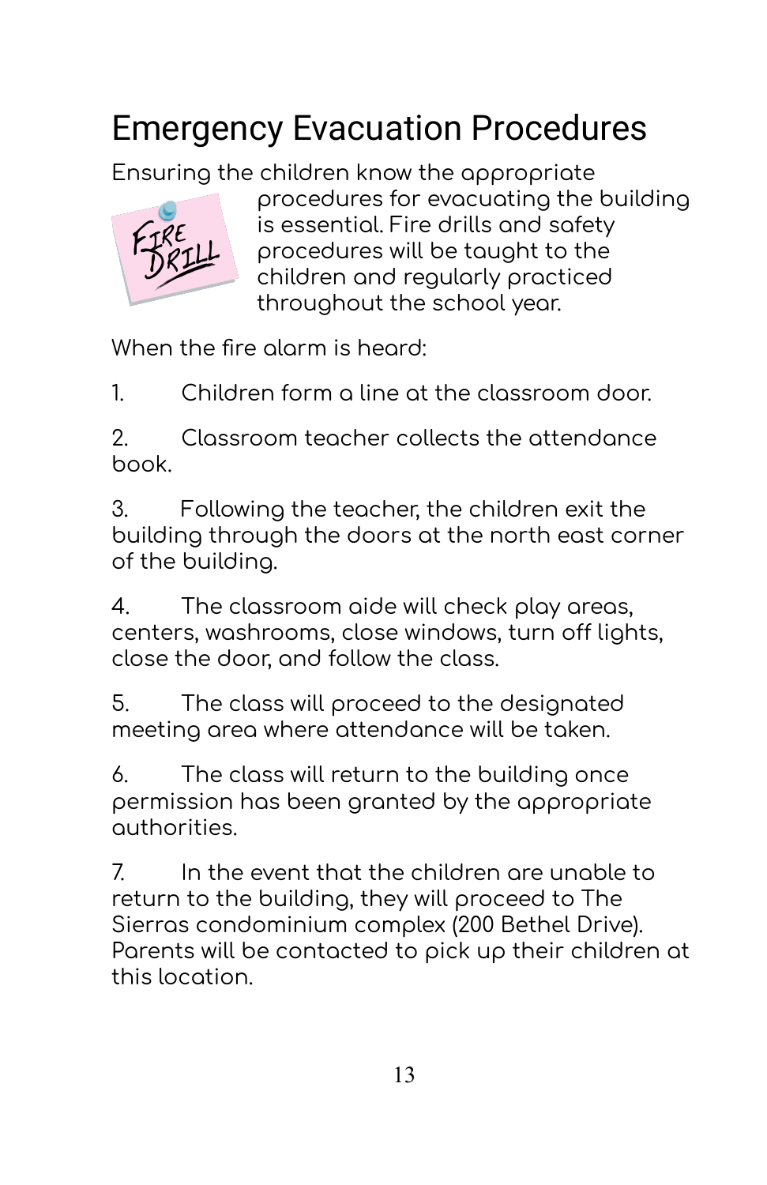# Emergency Evacuation Procedures

Ensuring the children know the appropriate procedures for evacuating the building is essential. Fire drills and safety procedures will be taught to the children and regularly practiced throughout the school year.

When the fire alarm is heard:

1. Children form a line at the classroom door.

2. Classroom teacher collects the attendance book.

3. Following the teacher, the children exit the building through the doors at the north east corner of the building.

4. The classroom aide will check play areas, centers, washrooms, close windows, turn off lights, close the door, and follow the class.

5. The class will proceed to the designated meeting area where attendance will be taken.

6. The class will return to the building once permission has been granted by the appropriate authorities.

7. In the event that the children are unable to return to the building, they will proceed to The Sierras condominium complex (200 Bethel Drive). Parents will be contacted to pick up their children at this location.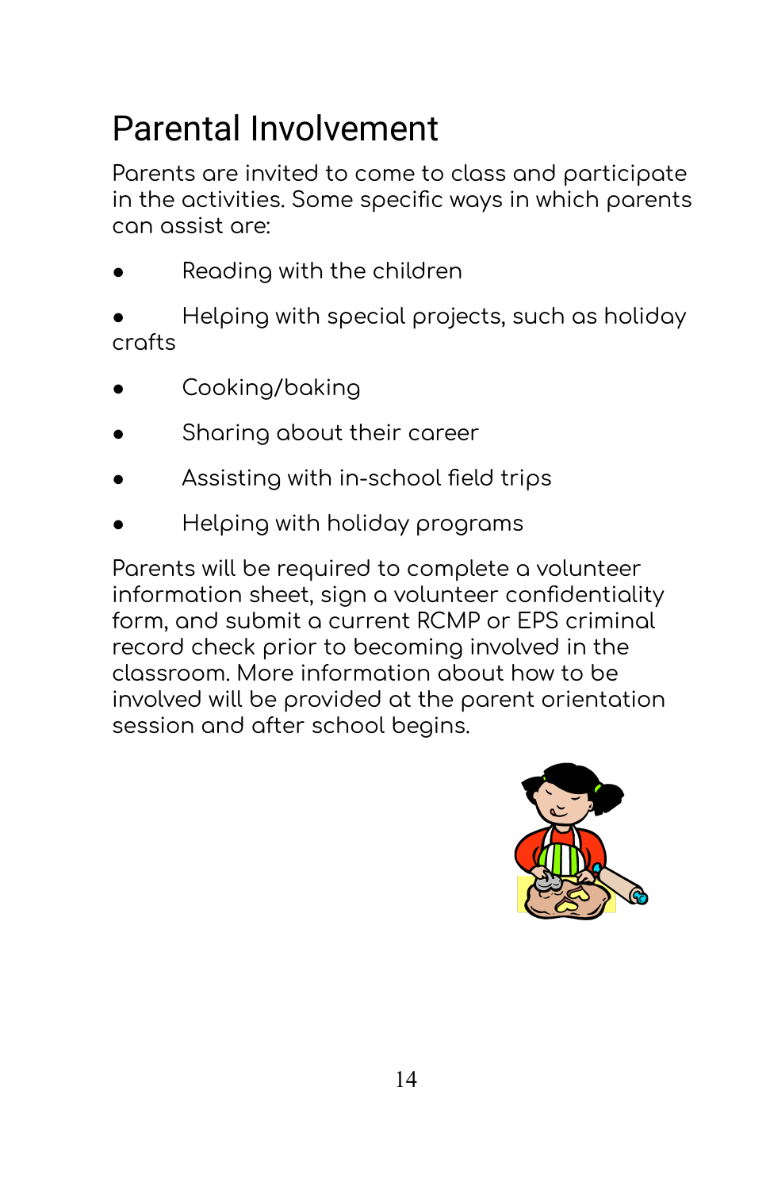# Parental Involvement

Parents are invited to come to class and participate in the activities. Some specific ways in which parents can assist are:

- Reading with the children
- Helping with special projects, such as holiday crafts
- Cooking/baking
- Sharing about their career
- Assisting with in-school field trips
- Helping with holiday programs

Parents will be required to complete a volunteer information sheet, sign a volunteer confidentiality form, and submit a current RCMP or EPS criminal record check prior to becoming involved in the classroom. More information about how to be involved will be provided at the parent orientation session and after school begins.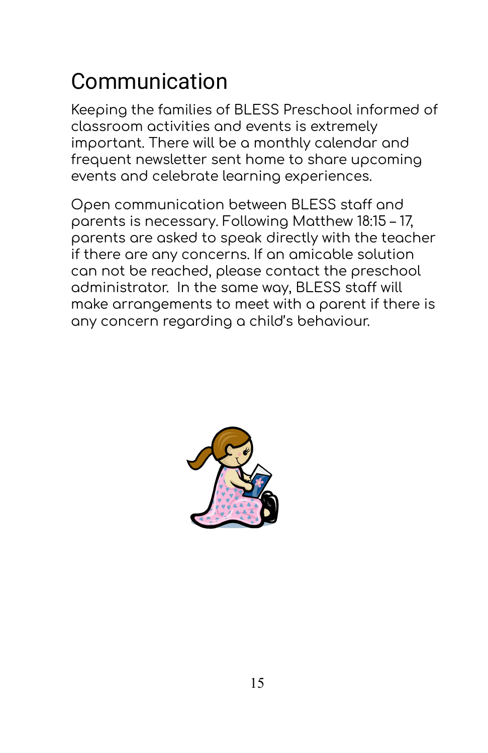# Communication

Keeping the families of BLESS Preschool informed of classroom activities and events is extremely important. There will be a monthly calendar and frequent newsletter sent home to share upcoming events and celebrate learning experiences.

Open communication between BLESS staff and parents is necessary. Following Matthew 18:15 – 17, parents are asked to speak directly with the teacher if there are any concerns. If an amicable solution can not be reached, please contact the preschool administrator. In the same way, BLESS staff will make arrangements to meet with a parent if there is any concern regarding a child's behaviour.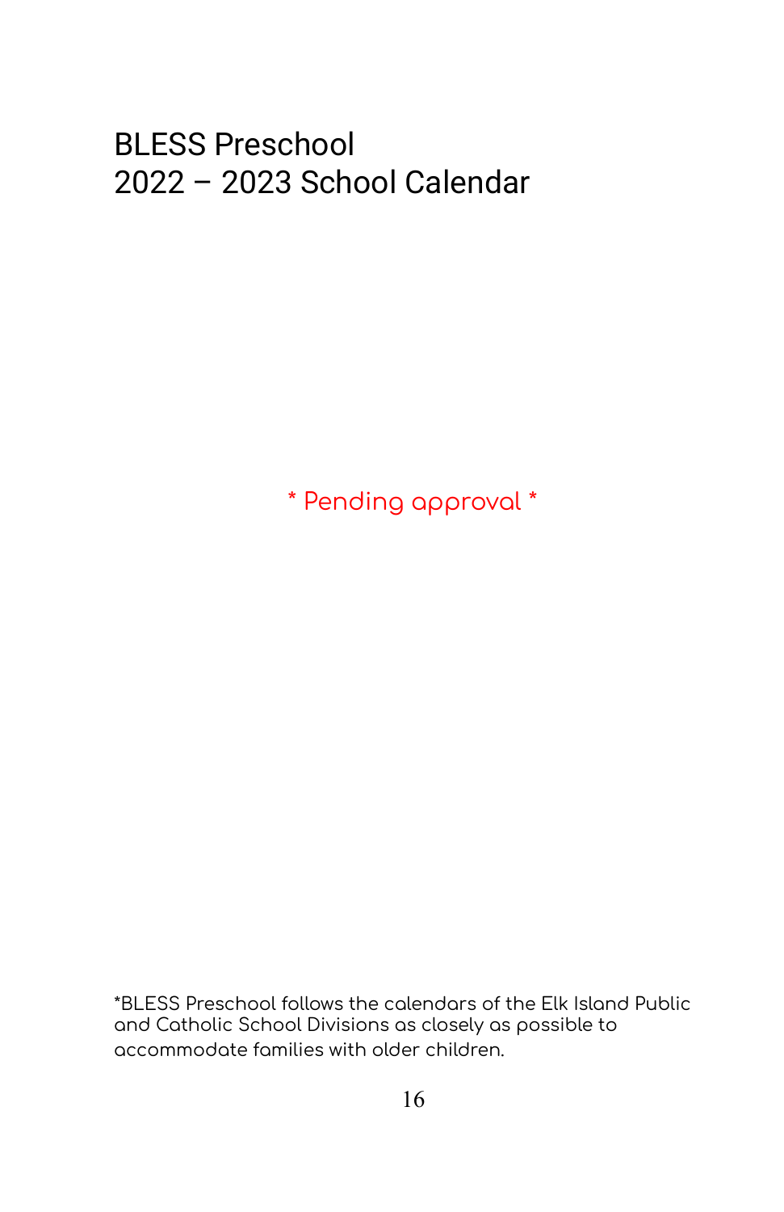# BLESS Preschool
# 2022 – 2023 School Calendar

* Pending approval *

*BLESS Preschool follows the calendars of the Elk Island Public and Catholic School Divisions as closely as possible to accommodate families with older children.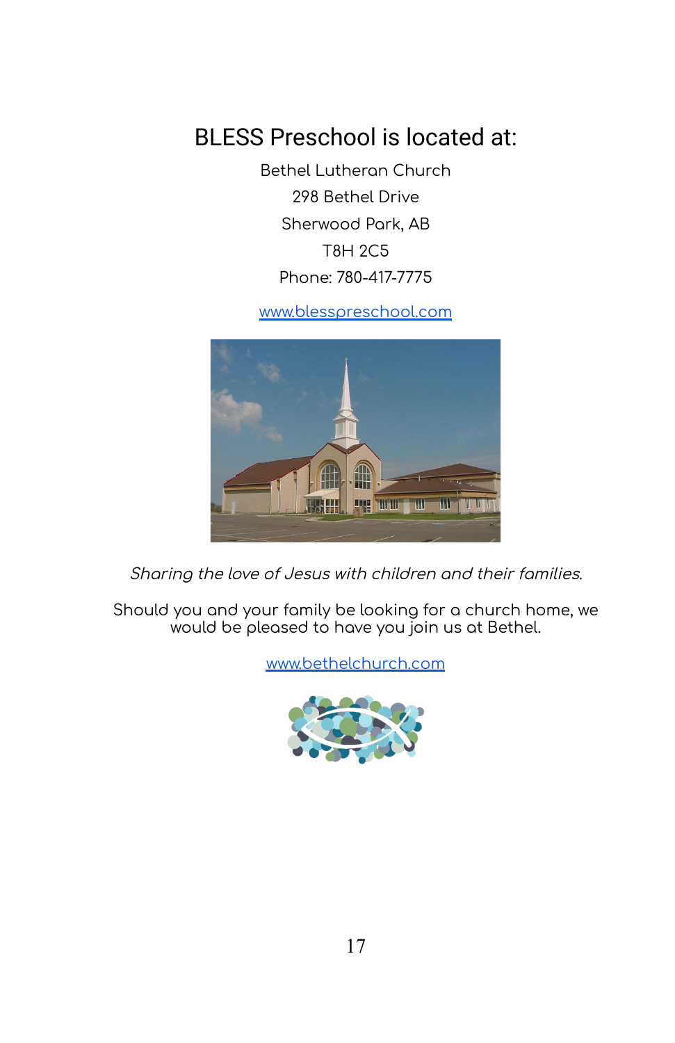## BLESS Preschool is located at:

Bethel Lutheran Church

298 Bethel Drive

Sherwood Park, AB

T8H 2C5

Phone: 780-417-7775

www.blesspreschool.com

*Sharing the love of Jesus with children and their families.*

Should you and your family be looking for a church home, we would be pleased to have you join us at Bethel.

www.bethelchurch.com